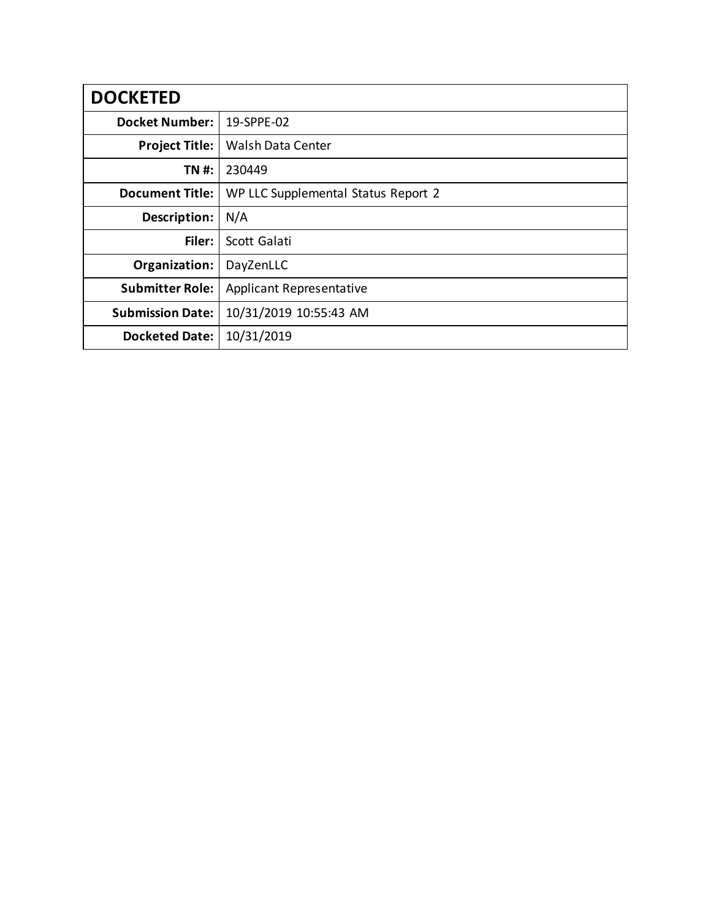| DOCKETED | |
| --- | --- |
| **Docket Number:** | 19-SPPE-02 |
| **Project Title:** | Walsh Data Center |
| **TN #:** | 230449 |
| **Document Title:** | WP LLC Supplemental Status Report 2 |
| **Description:** | N/A |
| **Filer:** | Scott Galati |
| **Organization:** | DayZenLLC |
| **Submitter Role:** | Applicant Representative |
| **Submission Date:** | 10/31/2019 10:55:43 AM |
| **Docketed Date:** | 10/31/2019 |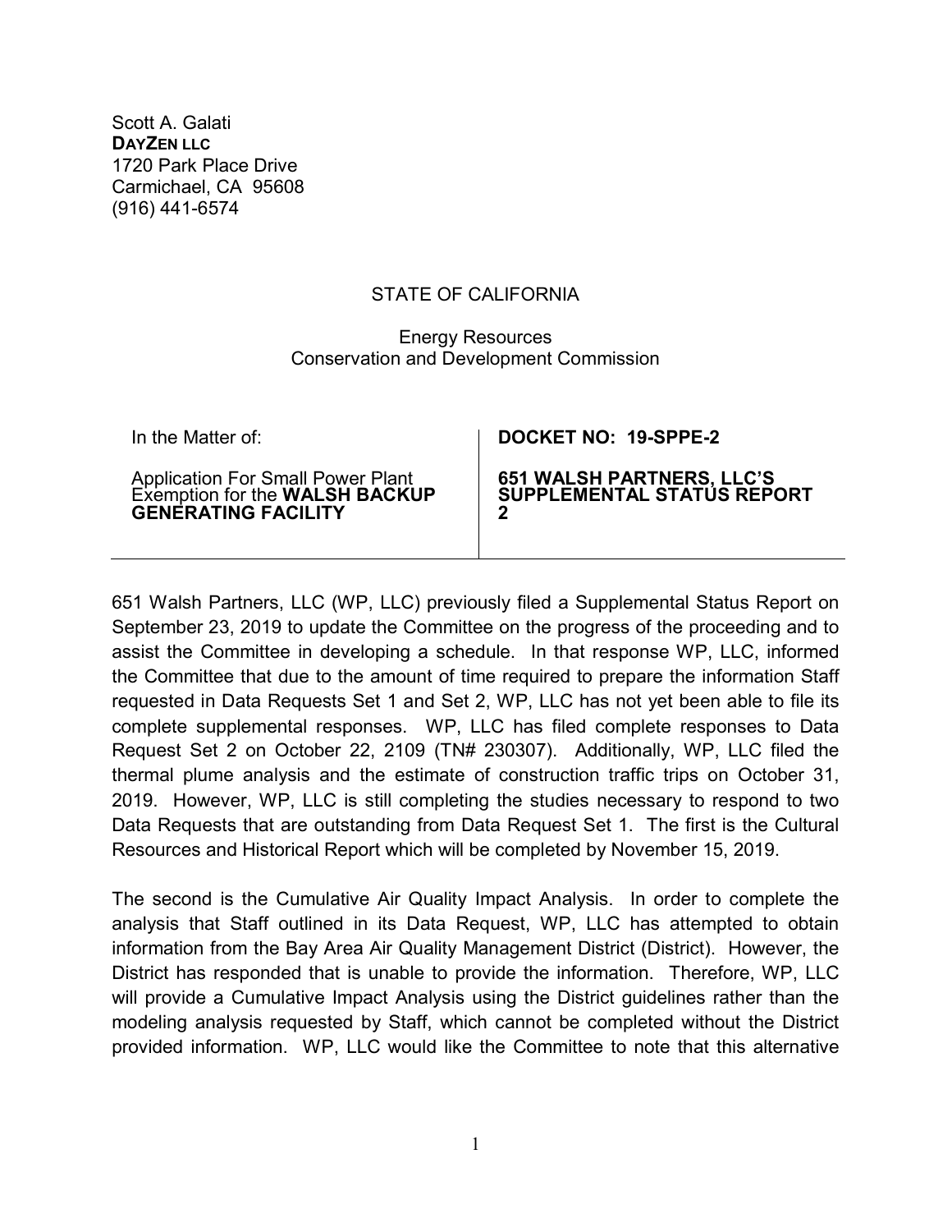Scott A. Galati
**DAYZEN LLC**
1720 Park Place Drive
Carmichael, CA 95608
(916) 441-6574

STATE OF CALIFORNIA

Energy Resources
Conservation and Development Commission

| In the Matter of:<br><br>Application For Small Power Plant Exemption for the **WALSH BACKUP GENERATING FACILITY** | **DOCKET NO: 19-SPPE-2**<br><br>**651 WALSH PARTNERS, LLC'S SUPPLEMENTAL STATUS REPORT 2** |
|---|---|

651 Walsh Partners, LLC (WP, LLC) previously filed a Supplemental Status Report on September 23, 2019 to update the Committee on the progress of the proceeding and to assist the Committee in developing a schedule. In that response WP, LLC, informed the Committee that due to the amount of time required to prepare the information Staff requested in Data Requests Set 1 and Set 2, WP, LLC has not yet been able to file its complete supplemental responses. WP, LLC has filed complete responses to Data Request Set 2 on October 22, 2109 (TN# 230307). Additionally, WP, LLC filed the thermal plume analysis and the estimate of construction traffic trips on October 31, 2019. However, WP, LLC is still completing the studies necessary to respond to two Data Requests that are outstanding from Data Request Set 1. The first is the Cultural Resources and Historical Report which will be completed by November 15, 2019.

The second is the Cumulative Air Quality Impact Analysis. In order to complete the analysis that Staff outlined in its Data Request, WP, LLC has attempted to obtain information from the Bay Area Air Quality Management District (District). However, the District has responded that is unable to provide the information. Therefore, WP, LLC will provide a Cumulative Impact Analysis using the District guidelines rather than the modeling analysis requested by Staff, which cannot be completed without the District provided information. WP, LLC would like the Committee to note that this alternative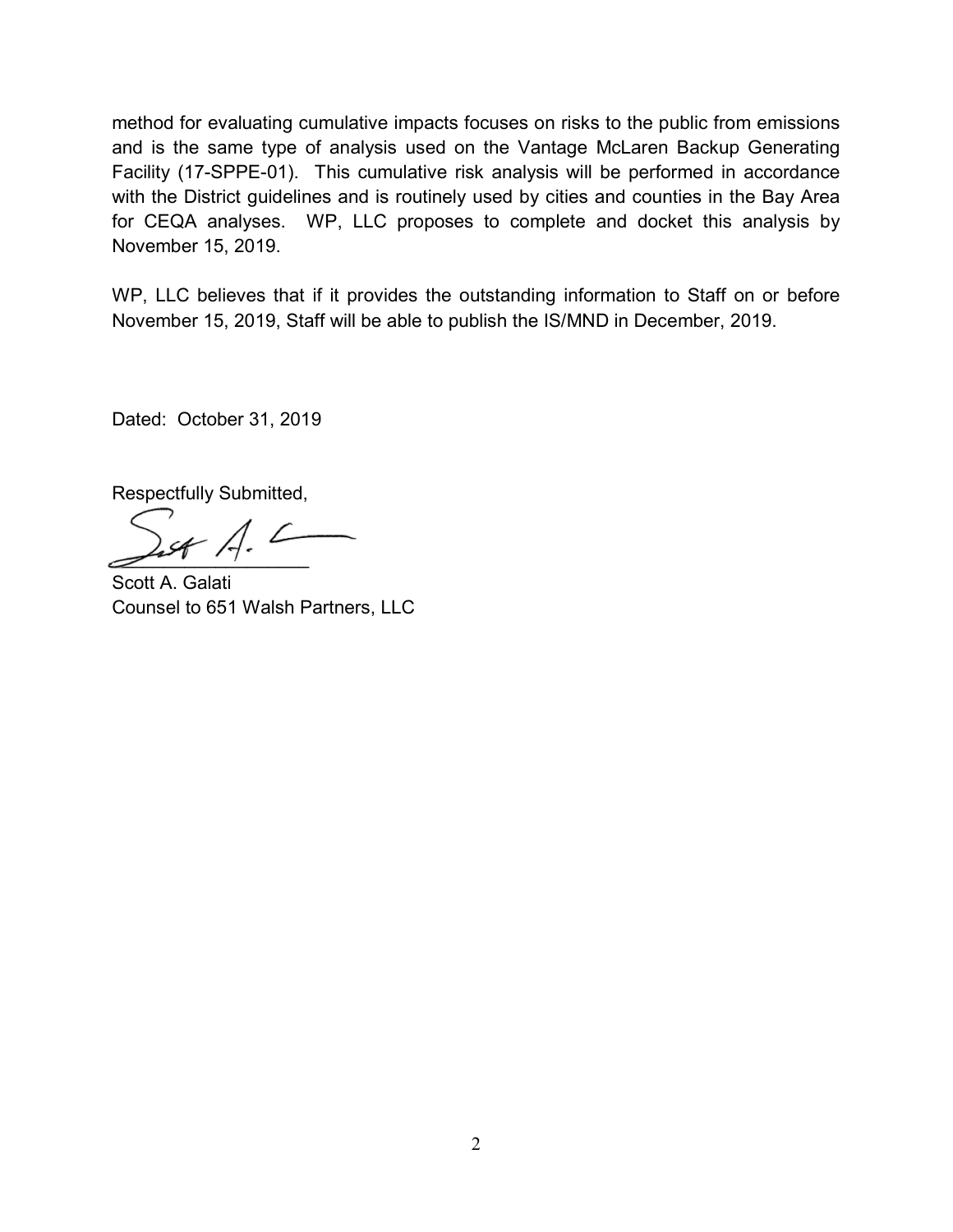method for evaluating cumulative impacts focuses on risks to the public from emissions and is the same type of analysis used on the Vantage McLaren Backup Generating Facility (17-SPPE-01). This cumulative risk analysis will be performed in accordance with the District guidelines and is routinely used by cities and counties in the Bay Area for CEQA analyses. WP, LLC proposes to complete and docket this analysis by November 15, 2019.

WP, LLC believes that if it provides the outstanding information to Staff on or before November 15, 2019, Staff will be able to publish the IS/MND in December, 2019.

Dated: October 31, 2019

Respectfully Submitted,

Scott A. Galati
Counsel to 651 Walsh Partners, LLC